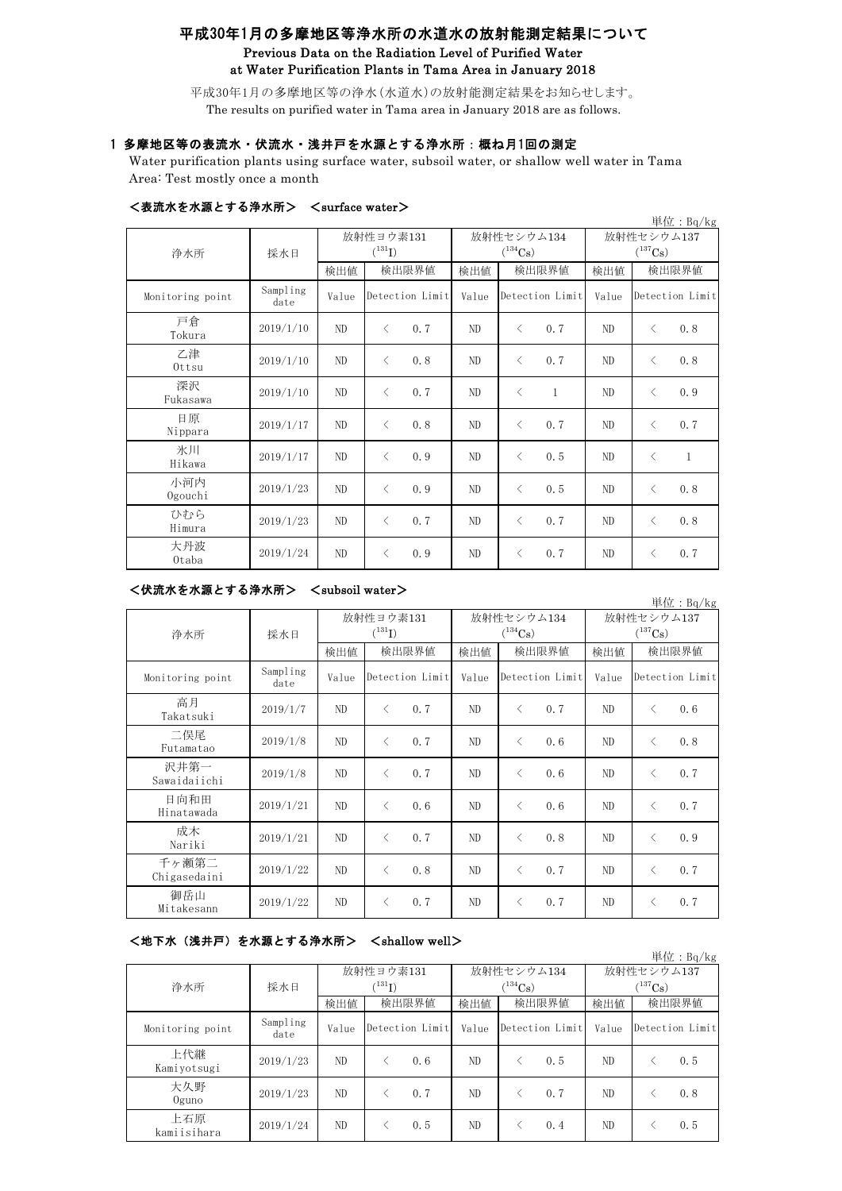# 平成30年1月の多摩地区等浄水所の水道水の放射能測定結果について

## Previous Data on the Radiation Level of Purified Water at Water Purification Plants in Tama Area in January 2018

平成30年1月の多摩地区等の浄水(水道水)の放射能測定結果をお知らせします。
The results on purified water in Tama area in January 2018 are as follows.

### 1 多摩地区等の表流水・伏流水・浅井戸を水源とする浄水所：概ね月1回の測定

Water purification plants using surface water, subsoil water, or shallow well water in Tama Area: Test mostly once a month

#### ＜表流水を水源とする浄水所＞　＜surface water＞

単位：Bq/kg

| 浄水所 | 採水日 | 放射性ヨウ素131 ($^{131}I$) | | 放射性セシウム134 ($^{134}Cs$) | | 放射性セシウム137 ($^{137}Cs$) | |
|---|---|---|---|---|---|---|---|
| | | 検出値 | 検出限界値 | 検出値 | 検出限界値 | 検出値 | 検出限界値 |
| Monitoring point | Sampling date | Value | Detection Limit | Value | Detection Limit | Value | Detection Limit |
| 戸倉 Tokura | 2019/1/10 | ND | ＜ 0.7 | ND | ＜ 0.7 | ND | ＜ 0.8 |
| 乙津 Ottsu | 2019/1/10 | ND | ＜ 0.8 | ND | ＜ 0.7 | ND | ＜ 0.8 |
| 深沢 Fukasawa | 2019/1/10 | ND | ＜ 0.7 | ND | ＜ 1 | ND | ＜ 0.9 |
| 日原 Nippara | 2019/1/17 | ND | ＜ 0.8 | ND | ＜ 0.7 | ND | ＜ 0.7 |
| 氷川 Hikawa | 2019/1/17 | ND | ＜ 0.9 | ND | ＜ 0.5 | ND | ＜ 1 |
| 小河内 Ogouchi | 2019/1/23 | ND | ＜ 0.9 | ND | ＜ 0.5 | ND | ＜ 0.8 |
| ひむら Himura | 2019/1/23 | ND | ＜ 0.7 | ND | ＜ 0.7 | ND | ＜ 0.8 |
| 大丹波 Otaba | 2019/1/24 | ND | ＜ 0.9 | ND | ＜ 0.7 | ND | ＜ 0.7 |

#### ＜伏流水を水源とする浄水所＞　＜subsoil water＞

単位：Bq/kg

| 浄水所 | 採水日 | 放射性ヨウ素131 ($^{131}I$) | | 放射性セシウム134 ($^{134}Cs$) | | 放射性セシウム137 ($^{137}Cs$) | |
|---|---|---|---|---|---|---|---|
| | | 検出値 | 検出限界値 | 検出値 | 検出限界値 | 検出値 | 検出限界値 |
| Monitoring point | Sampling date | Value | Detection Limit | Value | Detection Limit | Value | Detection Limit |
| 高月 Takatsuki | 2019/1/7 | ND | ＜ 0.7 | ND | ＜ 0.7 | ND | ＜ 0.6 |
| 二俣尾 Futamatao | 2019/1/8 | ND | ＜ 0.7 | ND | ＜ 0.6 | ND | ＜ 0.8 |
| 沢井第一 Sawaidaiichi | 2019/1/8 | ND | ＜ 0.7 | ND | ＜ 0.6 | ND | ＜ 0.7 |
| 日向和田 Hinatawada | 2019/1/21 | ND | ＜ 0.6 | ND | ＜ 0.6 | ND | ＜ 0.7 |
| 成木 Nariki | 2019/1/21 | ND | ＜ 0.7 | ND | ＜ 0.8 | ND | ＜ 0.9 |
| 千ヶ瀬第二 Chigasedaini | 2019/1/22 | ND | ＜ 0.8 | ND | ＜ 0.7 | ND | ＜ 0.7 |
| 御岳山 Mitakesann | 2019/1/22 | ND | ＜ 0.7 | ND | ＜ 0.7 | ND | ＜ 0.7 |

#### ＜地下水（浅井戸）を水源とする浄水所＞　＜shallow well＞

単位：Bq/kg

| 浄水所 | 採水日 | 放射性ヨウ素131 ($^{131}I$) | | 放射性セシウム134 ($^{134}Cs$) | | 放射性セシウム137 ($^{137}Cs$) | |
|---|---|---|---|---|---|---|---|
| | | 検出値 | 検出限界値 | 検出値 | 検出限界値 | 検出値 | 検出限界値 |
| Monitoring point | Sampling date | Value | Detection Limit | Value | Detection Limit | Value | Detection Limit |
| 上代継 Kamiyotsugi | 2019/1/23 | ND | ＜ 0.6 | ND | ＜ 0.5 | ND | ＜ 0.5 |
| 大久野 Oguno | 2019/1/23 | ND | ＜ 0.7 | ND | ＜ 0.7 | ND | ＜ 0.8 |
| 上石原 kamiisihara | 2019/1/24 | ND | ＜ 0.5 | ND | ＜ 0.4 | ND | ＜ 0.5 |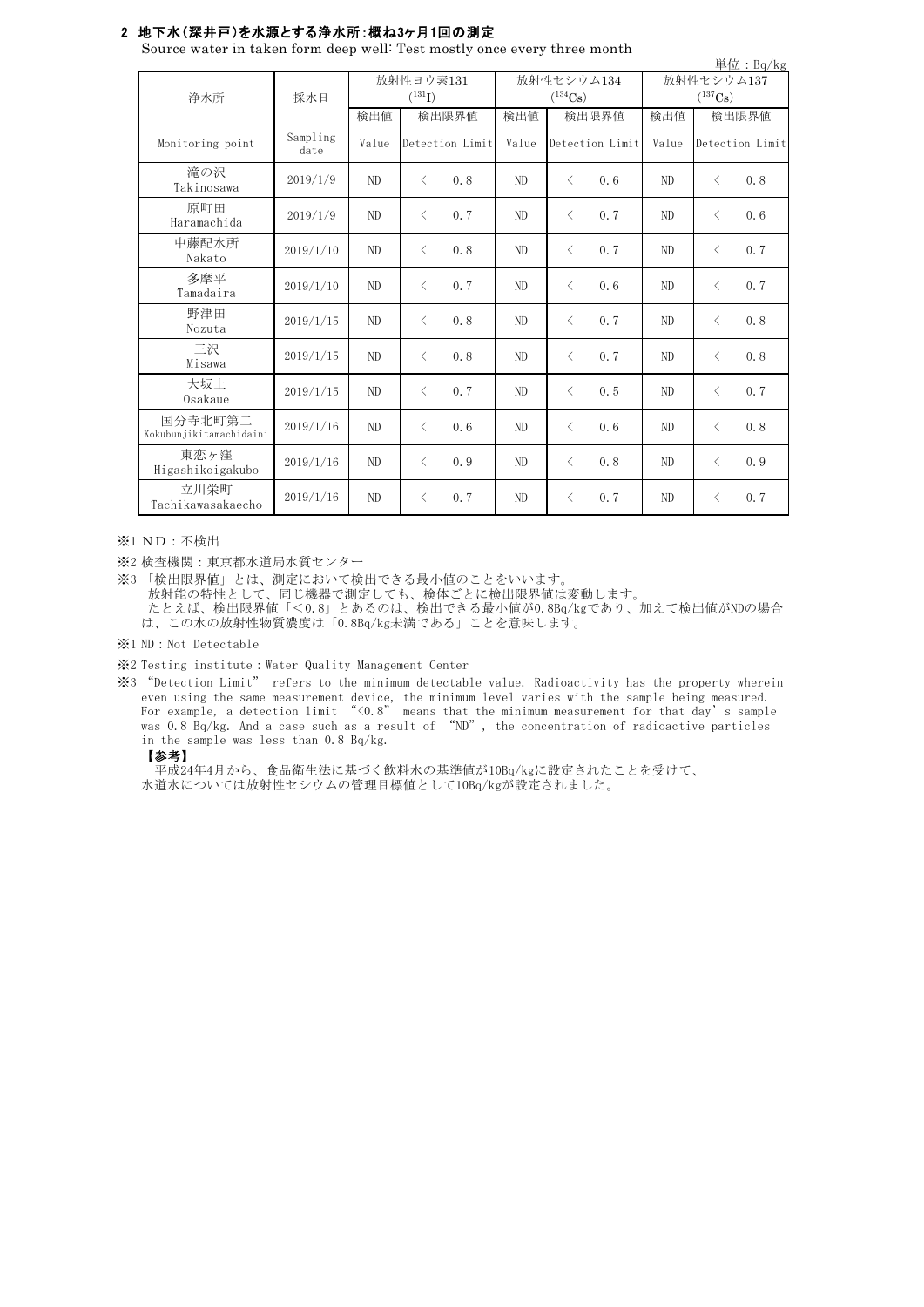## 2 地下水（深井戸）を水源とする浄水所：概ね3ヶ月1回の測定

Source water in taken form deep well: Test mostly once every three month

単位：Bq/kg

| 浄水所 | 採水日 | 放射性ヨウ素131 ($^{131}I$) | | 放射性セシウム134 ($^{134}Cs$) | | 放射性セシウム137 ($^{137}Cs$) | |
|---|---|---|---|---|---|---|---|
| | | 検出値 | 検出限界値 | 検出値 | 検出限界値 | 検出値 | 検出限界値 |
| Monitoring point | Sampling date | Value | Detection Limit | Value | Detection Limit | Value | Detection Limit |
| 滝の沢 Takinosawa | 2019/1/9 | ND | ＜ 0.8 | ND | ＜ 0.6 | ND | ＜ 0.8 |
| 原町田 Haramachida | 2019/1/9 | ND | ＜ 0.7 | ND | ＜ 0.7 | ND | ＜ 0.6 |
| 中藤配水所 Nakato | 2019/1/10 | ND | ＜ 0.8 | ND | ＜ 0.7 | ND | ＜ 0.7 |
| 多摩平 Tamadaira | 2019/1/10 | ND | ＜ 0.7 | ND | ＜ 0.6 | ND | ＜ 0.7 |
| 野津田 Nozuta | 2019/1/15 | ND | ＜ 0.8 | ND | ＜ 0.7 | ND | ＜ 0.8 |
| 三沢 Misawa | 2019/1/15 | ND | ＜ 0.8 | ND | ＜ 0.7 | ND | ＜ 0.8 |
| 大坂上 Osakaue | 2019/1/15 | ND | ＜ 0.7 | ND | ＜ 0.5 | ND | ＜ 0.7 |
| 国分寺北町第二 Kokubunjikitamachidaini | 2019/1/16 | ND | ＜ 0.6 | ND | ＜ 0.6 | ND | ＜ 0.8 |
| 東恋ヶ窪 Higashikoigakubo | 2019/1/16 | ND | ＜ 0.9 | ND | ＜ 0.8 | ND | ＜ 0.9 |
| 立川栄町 Tachikawasakaecho | 2019/1/16 | ND | ＜ 0.7 | ND | ＜ 0.7 | ND | ＜ 0.7 |

※1 ＮＤ：不検出

※2 検査機関：東京都水道局水質センター

※3 「検出限界値」とは、測定において検出できる最小値のことをいいます。
放射能の特性として、同じ機器で測定しても、検体ごとに検出限界値は変動します。
たとえば、検出限界値「＜0.8」とあるのは、検出できる最小値が0.8Bq/kgであり、加えて検出値がNDの場合は、この水の放射性物質濃度は「0.8Bq/kg未満である」ことを意味します。

※1 ND：Not Detectable

※2 Testing institute：Water Quality Management Center

※3 "Detection Limit" refers to the minimum detectable value. Radioactivity has the property wherein even using the same measurement device, the minimum level varies with the sample being measured. For example, a detection limit "<0.8" means that the minimum measurement for that day's sample was 0.8 Bq/kg. And a case such as a result of "ND", the concentration of radioactive particles in the sample was less than 0.8 Bq/kg.

**【参考】**

平成24年4月から、食品衛生法に基づく飲料水の基準値が10Bq/kgに設定されたことを受けて、水道水については放射性セシウムの管理目標値として10Bq/kgが設定されました。